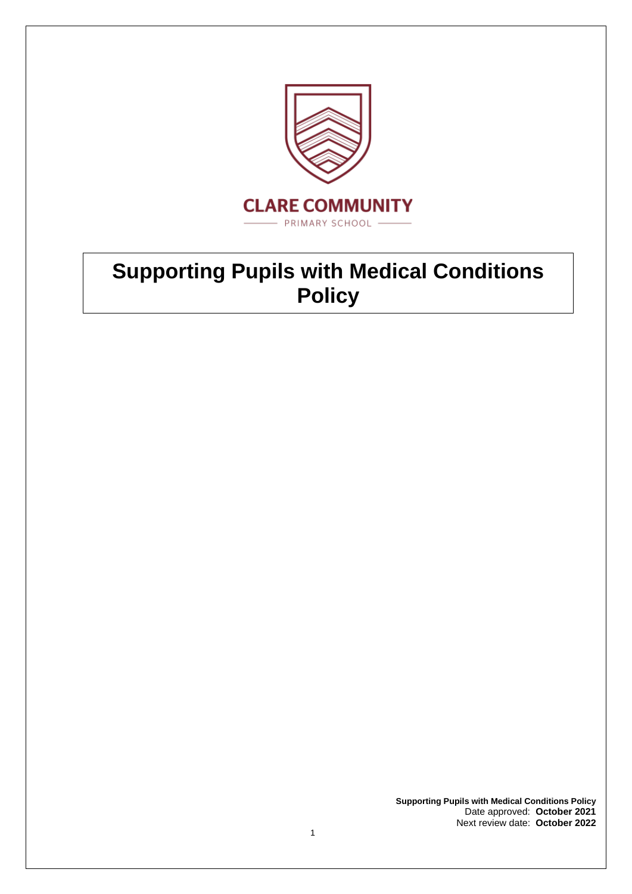**CLARE COMMUNITY**

PRIMARY SCHOOL

# Supporting Pupils with Medical Conditions Policy

**Supporting Pupils with Medical Conditions Policy**
Date approved: **October 2021**
Next review date: **October 2022**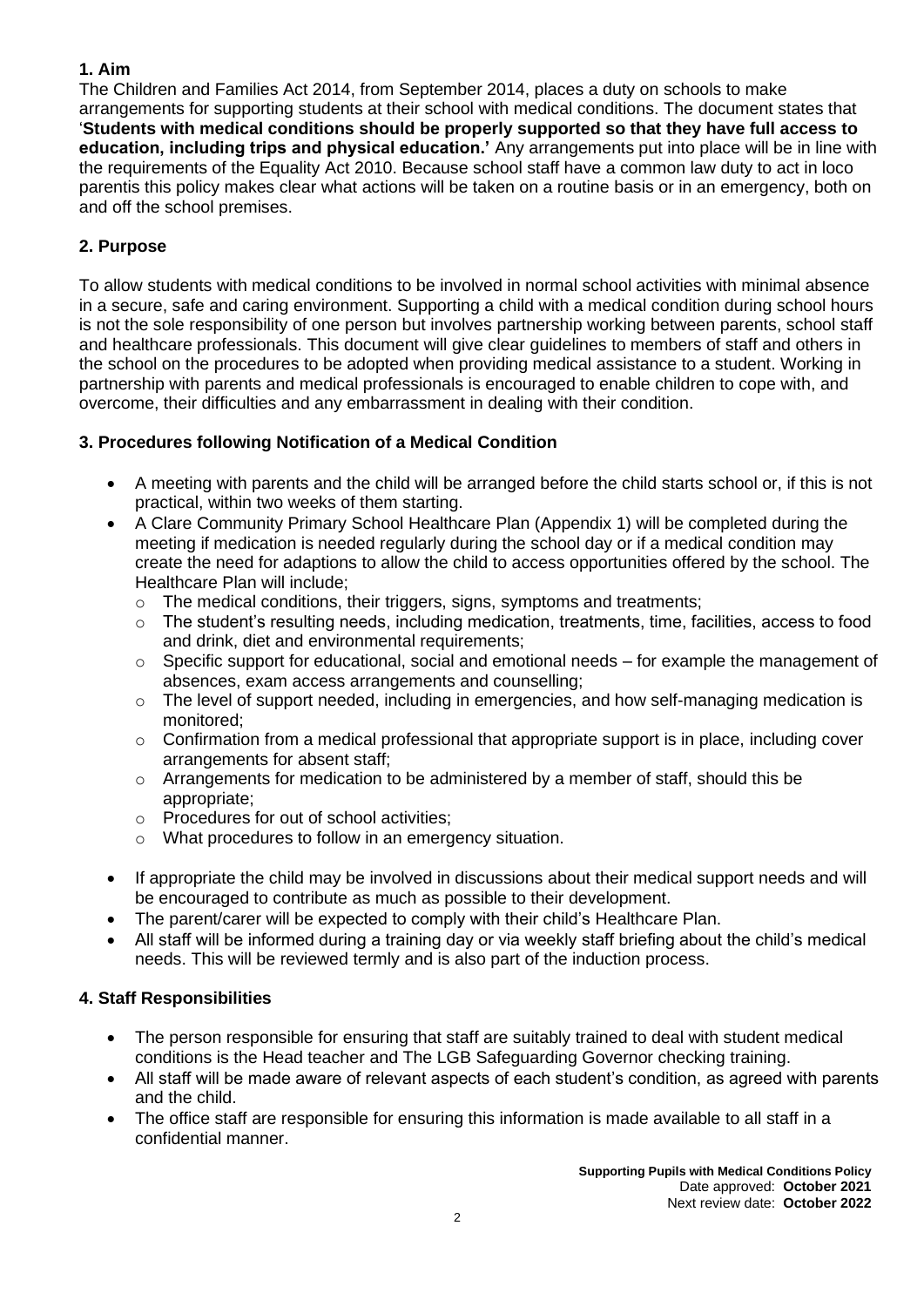## 1. Aim

The Children and Families Act 2014, from September 2014, places a duty on schools to make arrangements for supporting students at their school with medical conditions. The document states that '**Students with medical conditions should be properly supported so that they have full access to education, including trips and physical education.**' Any arrangements put into place will be in line with the requirements of the Equality Act 2010. Because school staff have a common law duty to act in loco parentis this policy makes clear what actions will be taken on a routine basis or in an emergency, both on and off the school premises.

## 2. Purpose

To allow students with medical conditions to be involved in normal school activities with minimal absence in a secure, safe and caring environment. Supporting a child with a medical condition during school hours is not the sole responsibility of one person but involves partnership working between parents, school staff and healthcare professionals. This document will give clear guidelines to members of staff and others in the school on the procedures to be adopted when providing medical assistance to a student. Working in partnership with parents and medical professionals is encouraged to enable children to cope with, and overcome, their difficulties and any embarrassment in dealing with their condition.

## 3. Procedures following Notification of a Medical Condition

- A meeting with parents and the child will be arranged before the child starts school or, if this is not practical, within two weeks of them starting.
- A Clare Community Primary School Healthcare Plan (Appendix 1) will be completed during the meeting if medication is needed regularly during the school day or if a medical condition may create the need for adaptions to allow the child to access opportunities offered by the school. The Healthcare Plan will include;
  - The medical conditions, their triggers, signs, symptoms and treatments;
  - The student's resulting needs, including medication, treatments, time, facilities, access to food and drink, diet and environmental requirements;
  - Specific support for educational, social and emotional needs – for example the management of absences, exam access arrangements and counselling;
  - The level of support needed, including in emergencies, and how self-managing medication is monitored;
  - Confirmation from a medical professional that appropriate support is in place, including cover arrangements for absent staff;
  - Arrangements for medication to be administered by a member of staff, should this be appropriate;
  - Procedures for out of school activities;
  - What procedures to follow in an emergency situation.
- If appropriate the child may be involved in discussions about their medical support needs and will be encouraged to contribute as much as possible to their development.
- The parent/carer will be expected to comply with their child's Healthcare Plan.
- All staff will be informed during a training day or via weekly staff briefing about the child's medical needs. This will be reviewed termly and is also part of the induction process.

## 4. Staff Responsibilities

- The person responsible for ensuring that staff are suitably trained to deal with student medical conditions is the Head teacher and The LGB Safeguarding Governor checking training.
- All staff will be made aware of relevant aspects of each student's condition, as agreed with parents and the child.
- The office staff are responsible for ensuring this information is made available to all staff in a confidential manner.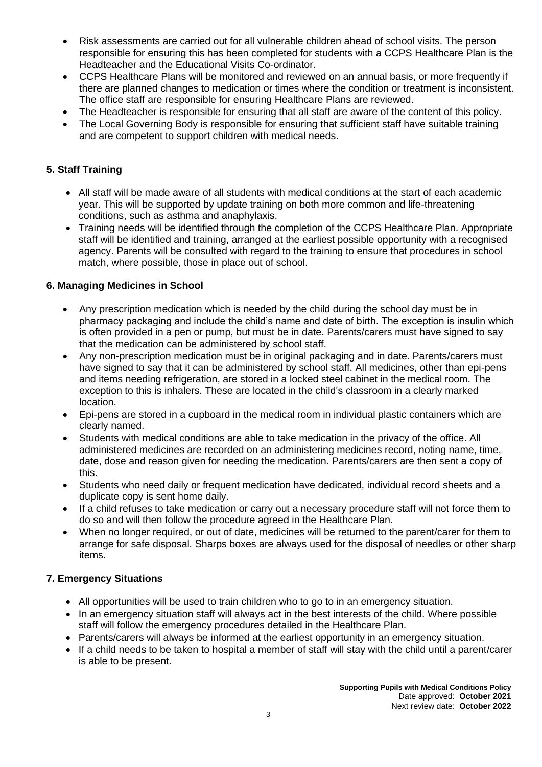- Risk assessments are carried out for all vulnerable children ahead of school visits. The person responsible for ensuring this has been completed for students with a CCPS Healthcare Plan is the Headteacher and the Educational Visits Co-ordinator.
- CCPS Healthcare Plans will be monitored and reviewed on an annual basis, or more frequently if there are planned changes to medication or times where the condition or treatment is inconsistent. The office staff are responsible for ensuring Healthcare Plans are reviewed.
- The Headteacher is responsible for ensuring that all staff are aware of the content of this policy.
- The Local Governing Body is responsible for ensuring that sufficient staff have suitable training and are competent to support children with medical needs.

## 5. Staff Training

- All staff will be made aware of all students with medical conditions at the start of each academic year. This will be supported by update training on both more common and life-threatening conditions, such as asthma and anaphylaxis.
- Training needs will be identified through the completion of the CCPS Healthcare Plan. Appropriate staff will be identified and training, arranged at the earliest possible opportunity with a recognised agency. Parents will be consulted with regard to the training to ensure that procedures in school match, where possible, those in place out of school.

## 6. Managing Medicines in School

- Any prescription medication which is needed by the child during the school day must be in pharmacy packaging and include the child's name and date of birth. The exception is insulin which is often provided in a pen or pump, but must be in date. Parents/carers must have signed to say that the medication can be administered by school staff.
- Any non-prescription medication must be in original packaging and in date. Parents/carers must have signed to say that it can be administered by school staff. All medicines, other than epi-pens and items needing refrigeration, are stored in a locked steel cabinet in the medical room. The exception to this is inhalers. These are located in the child's classroom in a clearly marked location.
- Epi-pens are stored in a cupboard in the medical room in individual plastic containers which are clearly named.
- Students with medical conditions are able to take medication in the privacy of the office. All administered medicines are recorded on an administering medicines record, noting name, time, date, dose and reason given for needing the medication. Parents/carers are then sent a copy of this.
- Students who need daily or frequent medication have dedicated, individual record sheets and a duplicate copy is sent home daily.
- If a child refuses to take medication or carry out a necessary procedure staff will not force them to do so and will then follow the procedure agreed in the Healthcare Plan.
- When no longer required, or out of date, medicines will be returned to the parent/carer for them to arrange for safe disposal. Sharps boxes are always used for the disposal of needles or other sharp items.

## 7. Emergency Situations

- All opportunities will be used to train children who to go to in an emergency situation.
- In an emergency situation staff will always act in the best interests of the child. Where possible staff will follow the emergency procedures detailed in the Healthcare Plan.
- Parents/carers will always be informed at the earliest opportunity in an emergency situation.
- If a child needs to be taken to hospital a member of staff will stay with the child until a parent/carer is able to be present.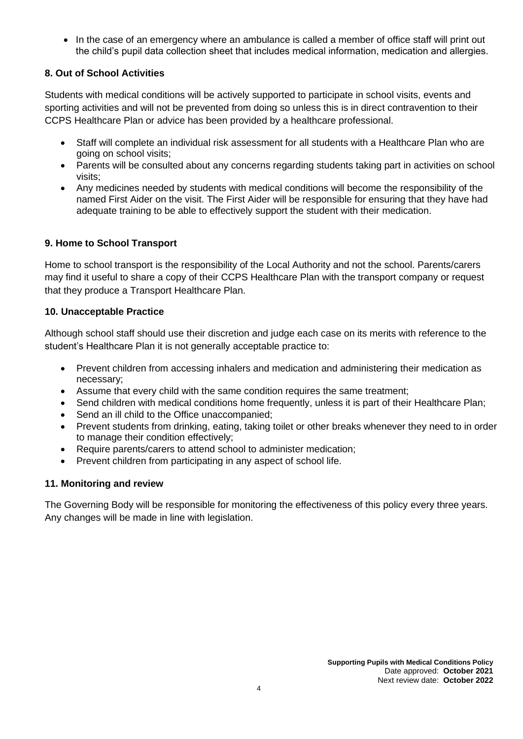- In the case of an emergency where an ambulance is called a member of office staff will print out the child's pupil data collection sheet that includes medical information, medication and allergies.

**8. Out of School Activities**

Students with medical conditions will be actively supported to participate in school visits, events and sporting activities and will not be prevented from doing so unless this is in direct contravention to their CCPS Healthcare Plan or advice has been provided by a healthcare professional.

- Staff will complete an individual risk assessment for all students with a Healthcare Plan who are going on school visits;
- Parents will be consulted about any concerns regarding students taking part in activities on school visits;
- Any medicines needed by students with medical conditions will become the responsibility of the named First Aider on the visit. The First Aider will be responsible for ensuring that they have had adequate training to be able to effectively support the student with their medication.

**9. Home to School Transport**

Home to school transport is the responsibility of the Local Authority and not the school. Parents/carers may find it useful to share a copy of their CCPS Healthcare Plan with the transport company or request that they produce a Transport Healthcare Plan.

**10. Unacceptable Practice**

Although school staff should use their discretion and judge each case on its merits with reference to the student's Healthcare Plan it is not generally acceptable practice to:

- Prevent children from accessing inhalers and medication and administering their medication as necessary;
- Assume that every child with the same condition requires the same treatment;
- Send children with medical conditions home frequently, unless it is part of their Healthcare Plan;
- Send an ill child to the Office unaccompanied;
- Prevent students from drinking, eating, taking toilet or other breaks whenever they need to in order to manage their condition effectively;
- Require parents/carers to attend school to administer medication;
- Prevent children from participating in any aspect of school life.

**11. Monitoring and review**

The Governing Body will be responsible for monitoring the effectiveness of this policy every three years. Any changes will be made in line with legislation.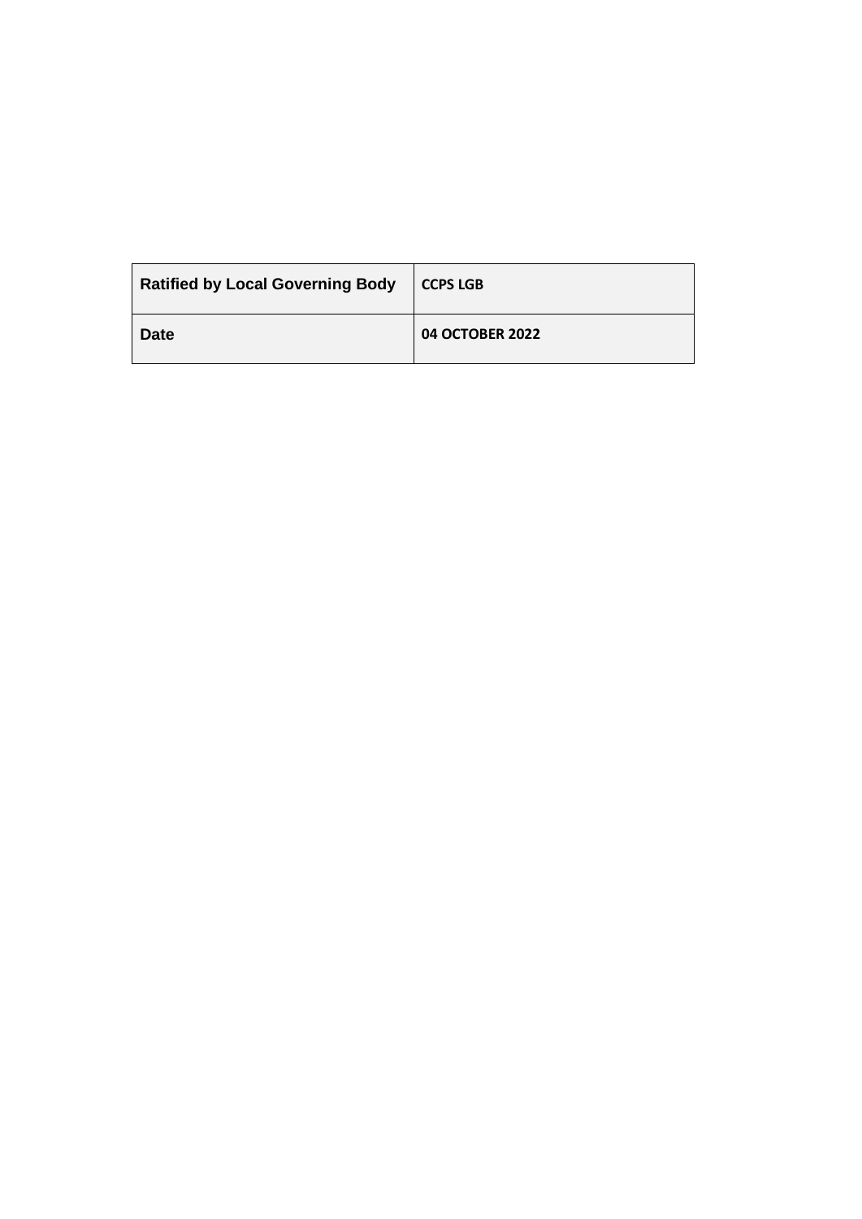| Ratified by Local Governing Body | CCPS LGB |
|---|---|
| Date | 04 OCTOBER 2022 |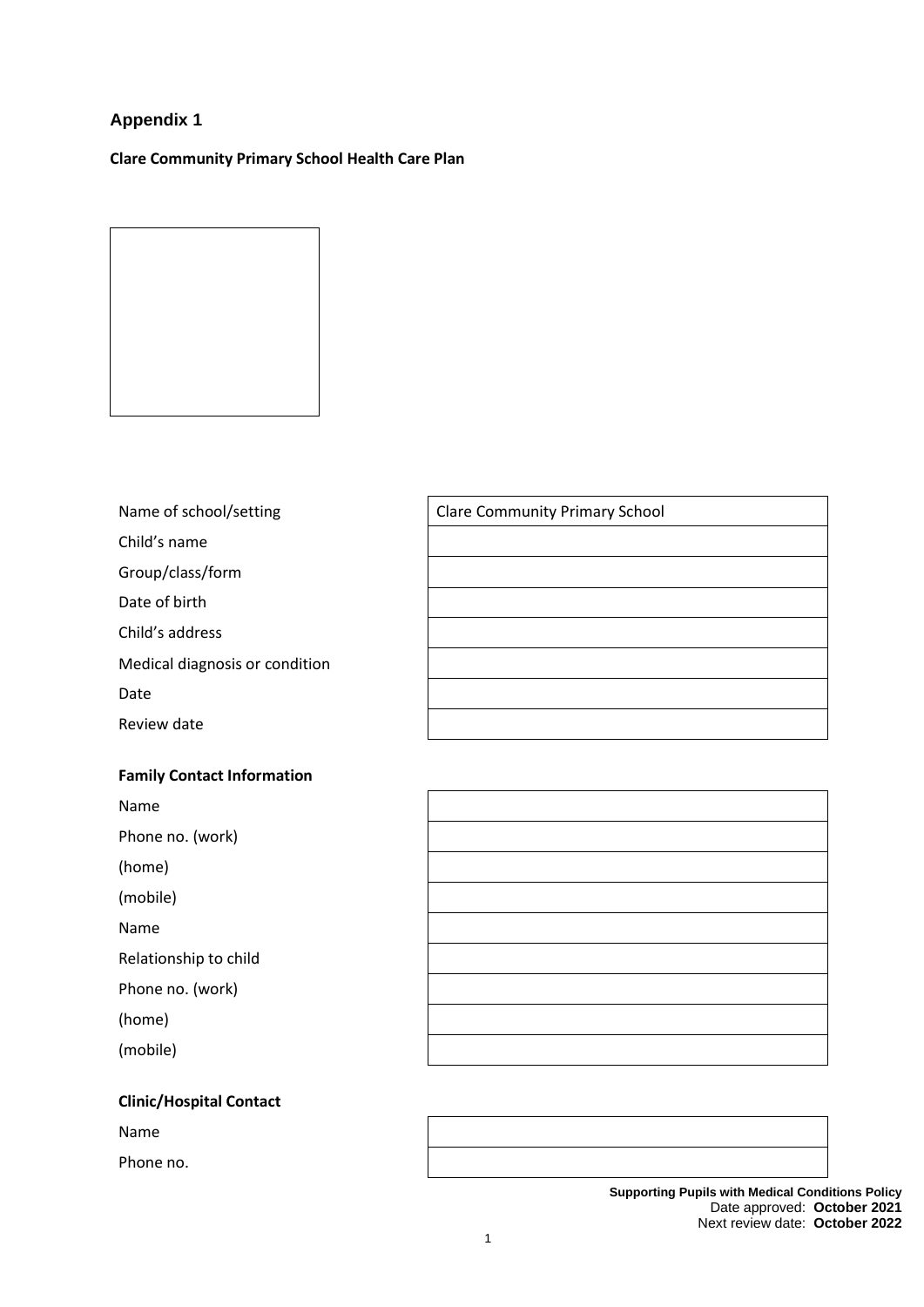## Appendix 1

**Clare Community Primary School Health Care Plan**

| | |
|---|---|
| Name of school/setting | Clare Community Primary School |
| Child's name | |
| Group/class/form | |
| Date of birth | |
| Child's address | |
| Medical diagnosis or condition | |
| Date | |
| Review date | |

**Family Contact Information**

| | |
|---|---|
| Name | |
| Phone no. (work) | |
| (home) | |
| (mobile) | |
| Name | |
| Relationship to child | |
| Phone no. (work) | |
| (home) | |
| (mobile) | |

**Clinic/Hospital Contact**

| | |
|---|---|
| Name | |
| Phone no. | |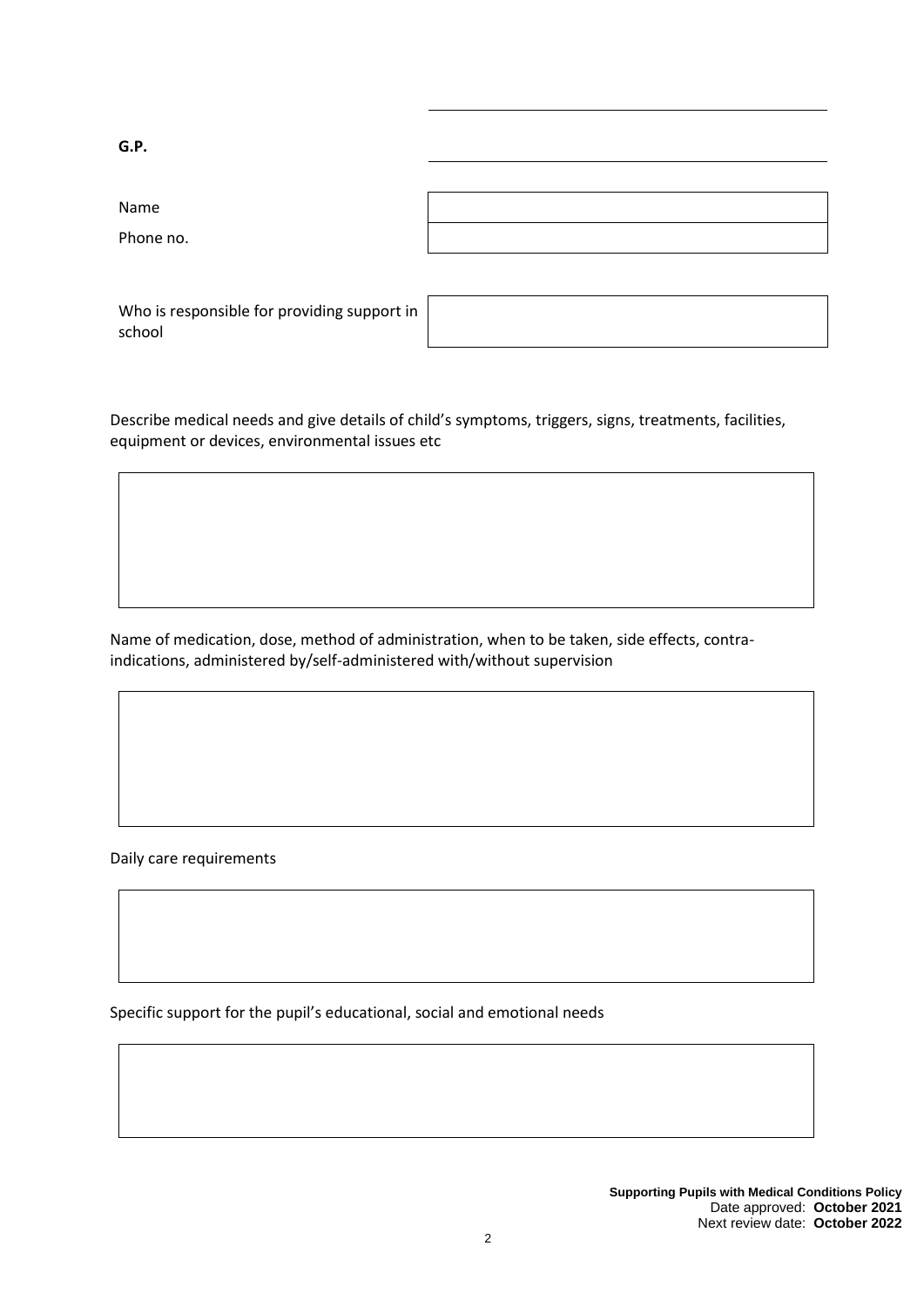**G.P.**

| | |
|---|---|
| Name | |
| Phone no. | |

| | |
|---|---|
| Who is responsible for providing support in school | |

Describe medical needs and give details of child's symptoms, triggers, signs, treatments, facilities, equipment or devices, environmental issues etc

| |
|---|
| |

Name of medication, dose, method of administration, when to be taken, side effects, contra-indications, administered by/self-administered with/without supervision

| |
|---|
| |

Daily care requirements

| |
|---|
| |

Specific support for the pupil's educational, social and emotional needs

| |
|---|
| |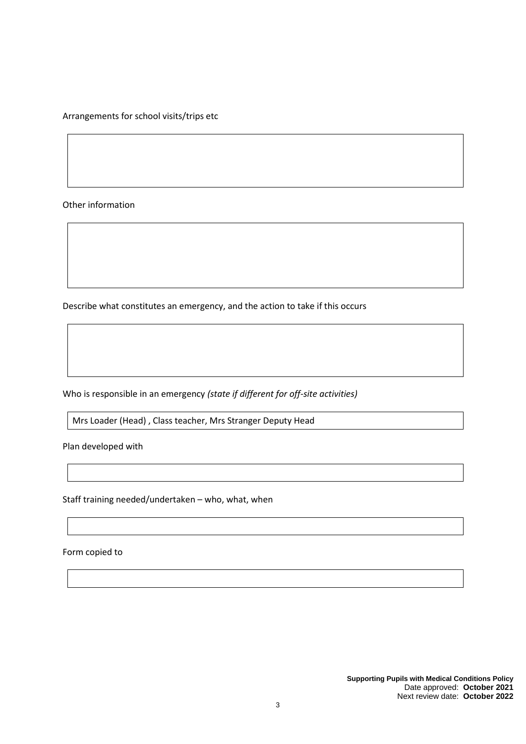Arrangements for school visits/trips etc

| |
|---|
| |

Other information

| |
|---|
| |

Describe what constitutes an emergency, and the action to take if this occurs

| |
|---|
| |

Who is responsible in an emergency *(state if different for off-site activities)*

| Mrs Loader (Head) , Class teacher, Mrs Stranger Deputy Head |
|---|

Plan developed with

| |
|---|
| |

Staff training needed/undertaken – who, what, when

| |
|---|
| |

Form copied to

| |
|---|
| |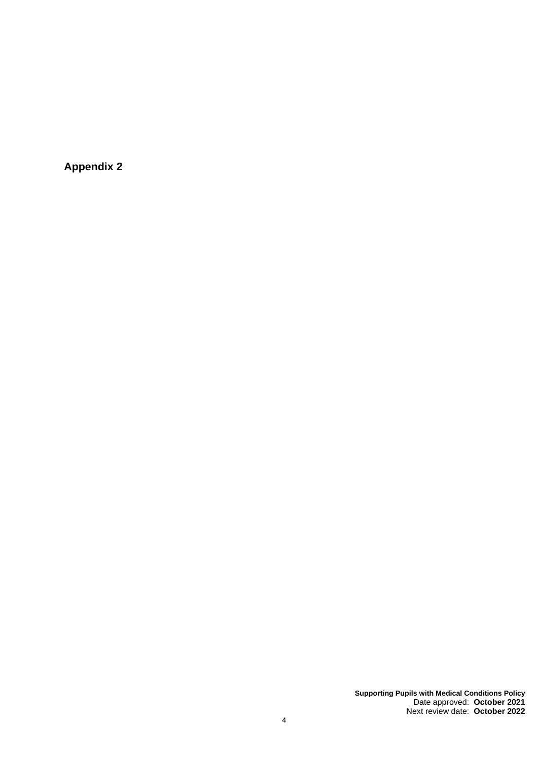**Appendix 2**